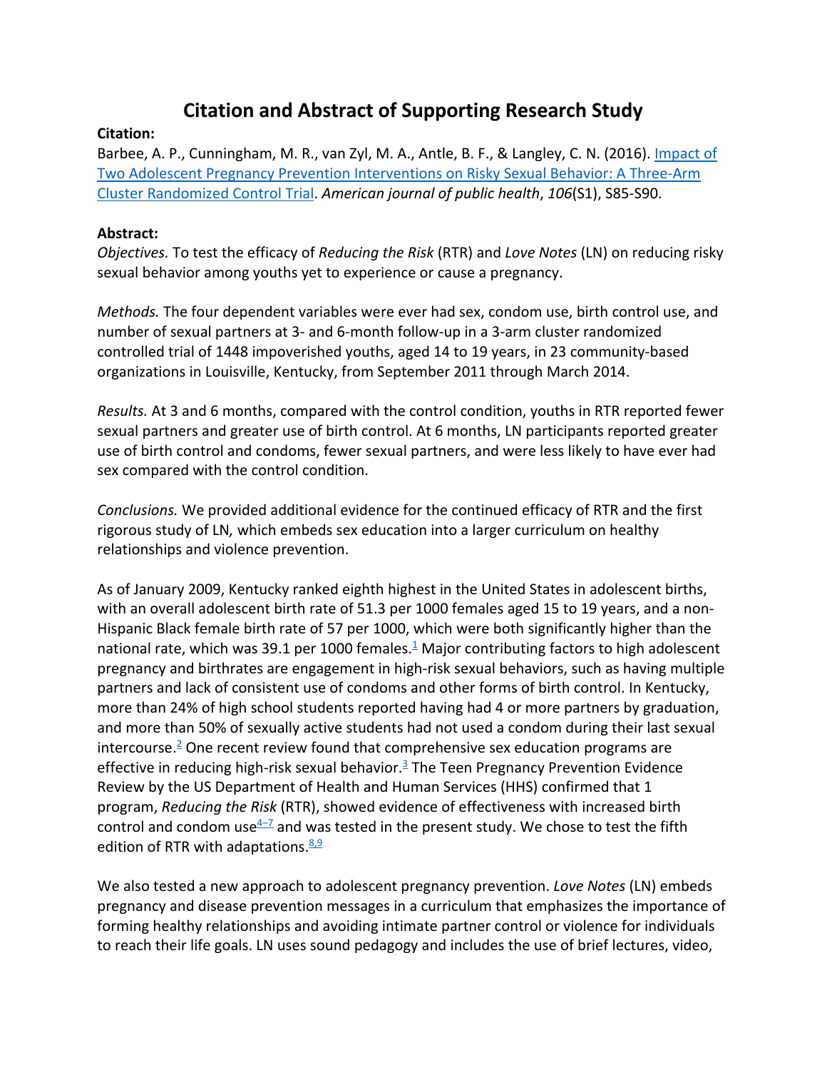# Citation and Abstract of Supporting Research Study

**Citation:**

Barbee, A. P., Cunningham, M. R., van Zyl, M. A., Antle, B. F., & Langley, C. N. (2016). [Impact of Two Adolescent Pregnancy Prevention Interventions on Risky Sexual Behavior: A Three-Arm Cluster Randomized Control Trial](). *American journal of public health*, *106*(S1), S85-S90.

**Abstract:**

*Objectives.* To test the efficacy of *Reducing the Risk* (RTR) and *Love Notes* (LN) on reducing risky sexual behavior among youths yet to experience or cause a pregnancy.

*Methods.* The four dependent variables were ever had sex, condom use, birth control use, and number of sexual partners at 3- and 6-month follow-up in a 3-arm cluster randomized controlled trial of 1448 impoverished youths, aged 14 to 19 years, in 23 community-based organizations in Louisville, Kentucky, from September 2011 through March 2014.

*Results.* At 3 and 6 months, compared with the control condition, youths in RTR reported fewer sexual partners and greater use of birth control. At 6 months, LN participants reported greater use of birth control and condoms, fewer sexual partners, and were less likely to have ever had sex compared with the control condition.

*Conclusions.* We provided additional evidence for the continued efficacy of RTR and the first rigorous study of LN*,* which embeds sex education into a larger curriculum on healthy relationships and violence prevention.

As of January 2009, Kentucky ranked eighth highest in the United States in adolescent births, with an overall adolescent birth rate of 51.3 per 1000 females aged 15 to 19 years, and a non-Hispanic Black female birth rate of 57 per 1000, which were both significantly higher than the national rate, which was 39.1 per 1000 females.[1] Major contributing factors to high adolescent pregnancy and birthrates are engagement in high-risk sexual behaviors, such as having multiple partners and lack of consistent use of condoms and other forms of birth control. In Kentucky, more than 24% of high school students reported having had 4 or more partners by graduation, and more than 50% of sexually active students had not used a condom during their last sexual intercourse.[2] One recent review found that comprehensive sex education programs are effective in reducing high-risk sexual behavior.[3] The Teen Pregnancy Prevention Evidence Review by the US Department of Health and Human Services (HHS) confirmed that 1 program, *Reducing the Risk* (RTR), showed evidence of effectiveness with increased birth control and condom use[4–7] and was tested in the present study. We chose to test the fifth edition of RTR with adaptations.[8,9]

We also tested a new approach to adolescent pregnancy prevention. *Love Notes* (LN) embeds pregnancy and disease prevention messages in a curriculum that emphasizes the importance of forming healthy relationships and avoiding intimate partner control or violence for individuals to reach their life goals. LN uses sound pedagogy and includes the use of brief lectures, video,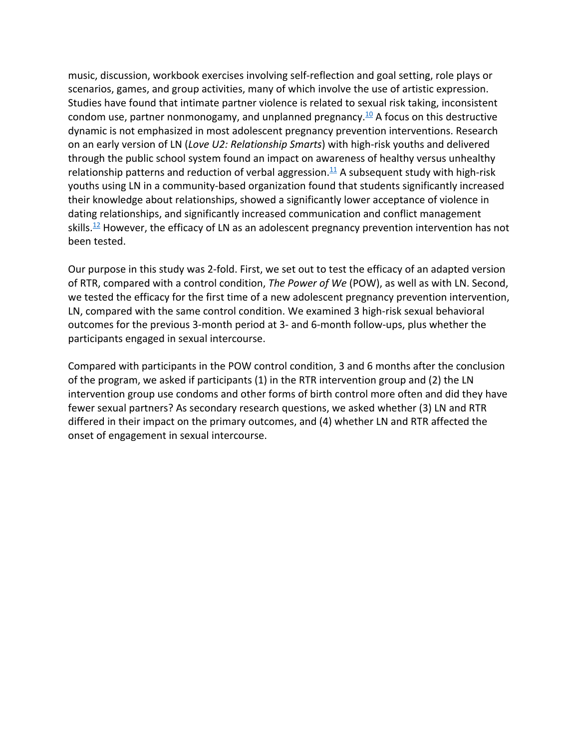music, discussion, workbook exercises involving self-reflection and goal setting, role plays or scenarios, games, and group activities, many of which involve the use of artistic expression. Studies have found that intimate partner violence is related to sexual risk taking, inconsistent condom use, partner nonmonogamy, and unplanned pregnancy.[10] A focus on this destructive dynamic is not emphasized in most adolescent pregnancy prevention interventions. Research on an early version of LN (*Love U2: Relationship Smarts*) with high-risk youths and delivered through the public school system found an impact on awareness of healthy versus unhealthy relationship patterns and reduction of verbal aggression.[11] A subsequent study with high-risk youths using LN in a community-based organization found that students significantly increased their knowledge about relationships, showed a significantly lower acceptance of violence in dating relationships, and significantly increased communication and conflict management skills.[12] However, the efficacy of LN as an adolescent pregnancy prevention intervention has not been tested.

Our purpose in this study was 2-fold. First, we set out to test the efficacy of an adapted version of RTR, compared with a control condition, *The Power of We* (POW), as well as with LN. Second, we tested the efficacy for the first time of a new adolescent pregnancy prevention intervention, LN, compared with the same control condition. We examined 3 high-risk sexual behavioral outcomes for the previous 3-month period at 3- and 6-month follow-ups, plus whether the participants engaged in sexual intercourse.

Compared with participants in the POW control condition, 3 and 6 months after the conclusion of the program, we asked if participants (1) in the RTR intervention group and (2) the LN intervention group use condoms and other forms of birth control more often and did they have fewer sexual partners? As secondary research questions, we asked whether (3) LN and RTR differed in their impact on the primary outcomes, and (4) whether LN and RTR affected the onset of engagement in sexual intercourse.